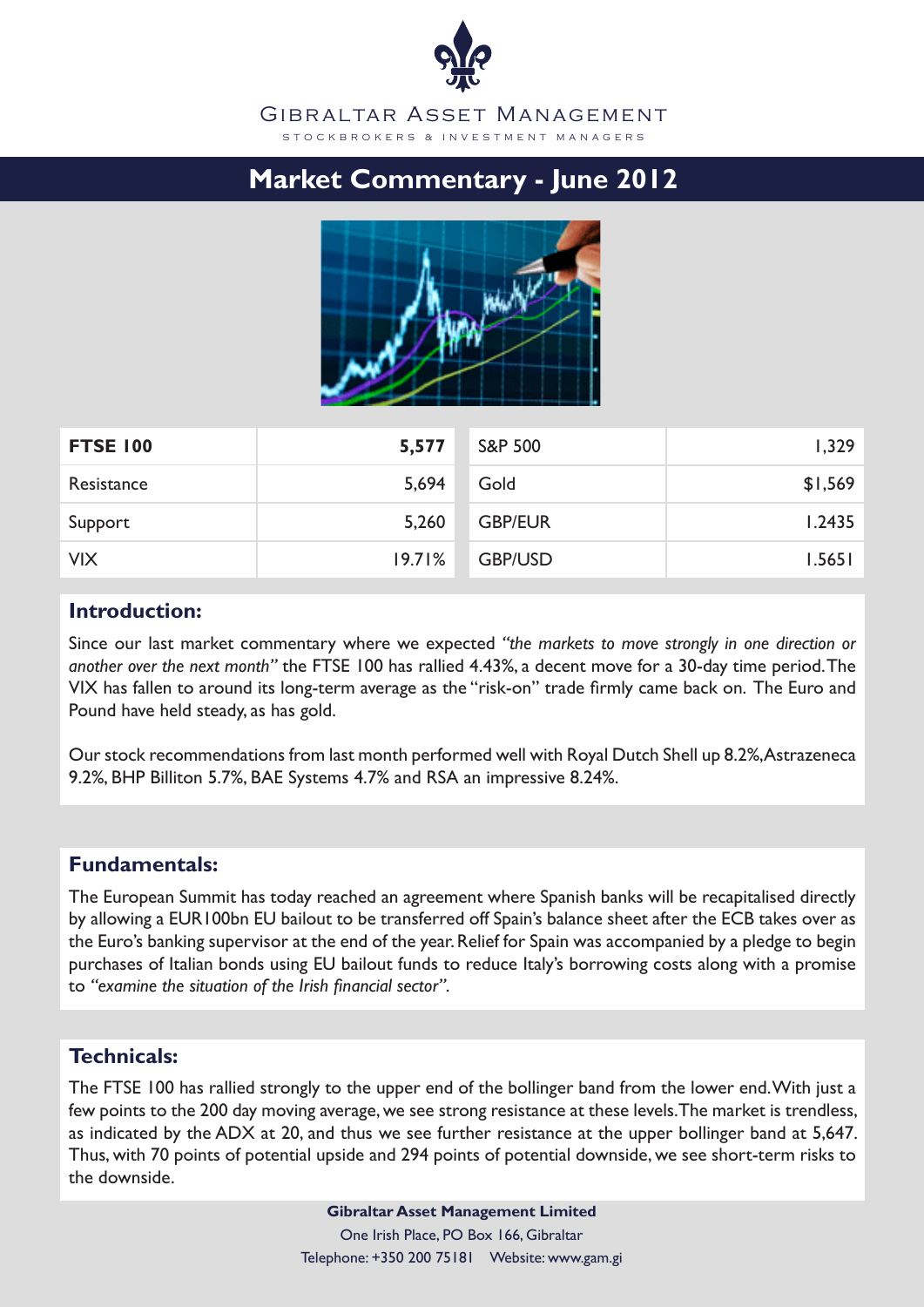# Gibraltar Asset Management

STOCKBROKERS & INVESTMENT MANAGERS

## Market Commentary - June 2012

| **FTSE 100** | **5,577** | S&P 500 | 1,329 |
|---|---|---|---|
| Resistance | 5,694 | Gold | $1,569 |
| Support | 5,260 | GBP/EUR | 1.2435 |
| VIX | 19.71% | GBP/USD | 1.5651 |

### Introduction:

Since our last market commentary where we expected *"the markets to move strongly in one direction or another over the next month"* the FTSE 100 has rallied 4.43%, a decent move for a 30-day time period. The VIX has fallen to around its long-term average as the "risk-on" trade firmly came back on. The Euro and Pound have held steady, as has gold.

Our stock recommendations from last month performed well with Royal Dutch Shell up 8.2%, Astrazeneca 9.2%, BHP Billiton 5.7%, BAE Systems 4.7% and RSA an impressive 8.24%.

### Fundamentals:

The European Summit has today reached an agreement where Spanish banks will be recapitalised directly by allowing a EUR100bn EU bailout to be transferred off Spain's balance sheet after the ECB takes over as the Euro's banking supervisor at the end of the year. Relief for Spain was accompanied by a pledge to begin purchases of Italian bonds using EU bailout funds to reduce Italy's borrowing costs along with a promise to *"examine the situation of the Irish financial sector"*.

### Technicals:

The FTSE 100 has rallied strongly to the upper end of the bollinger band from the lower end. With just a few points to the 200 day moving average, we see strong resistance at these levels. The market is trendless, as indicated by the ADX at 20, and thus we see further resistance at the upper bollinger band at 5,647. Thus, with 70 points of potential upside and 294 points of potential downside, we see short-term risks to the downside.

**Gibraltar Asset Management Limited**
One Irish Place, PO Box 166, Gibraltar
Telephone: +350 200 75181 Website: www.gam.gi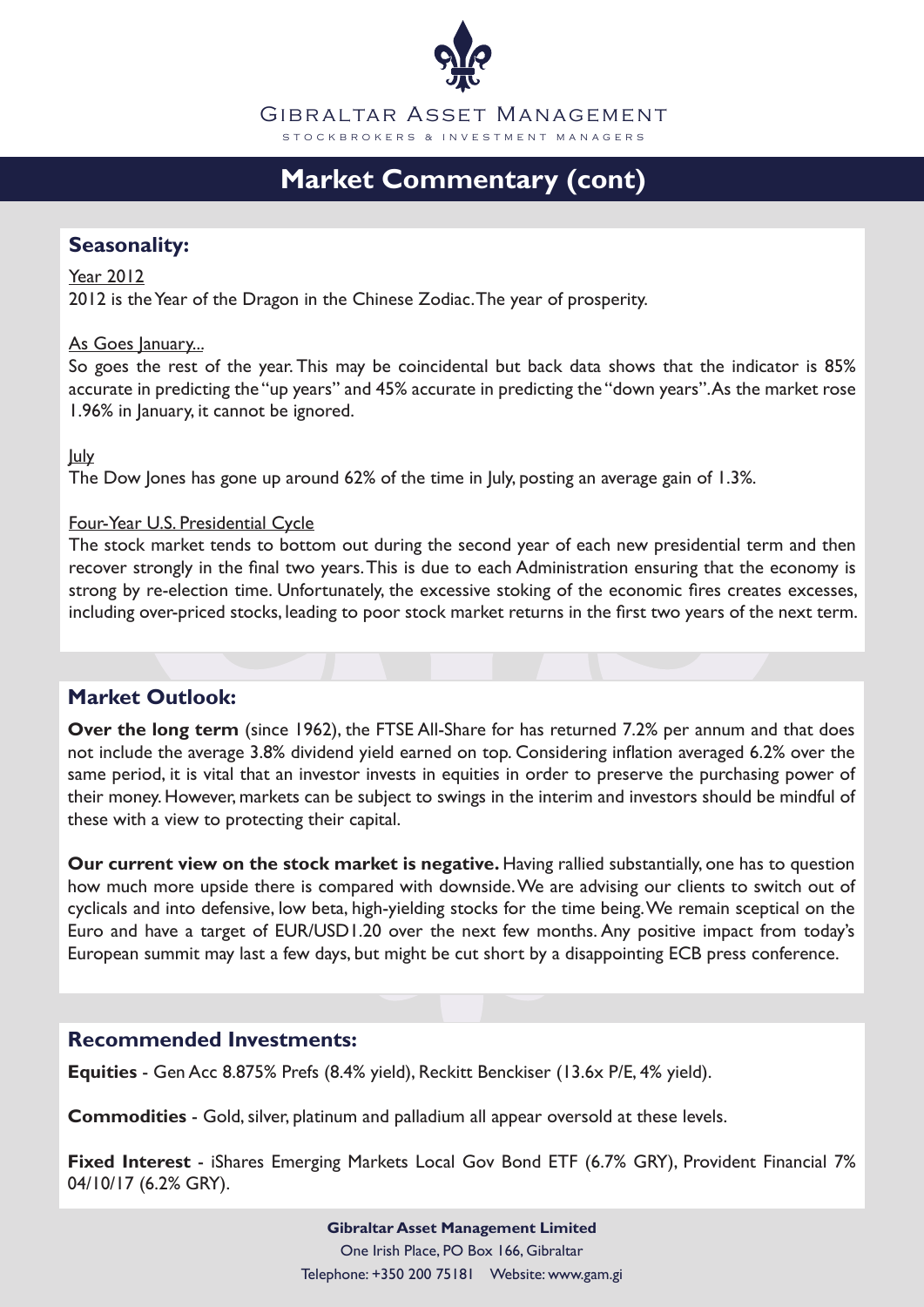# Market Commentary (cont)

## Seasonality:

Year 2012

2012 is the Year of the Dragon in the Chinese Zodiac. The year of prosperity.

As Goes January...

So goes the rest of the year. This may be coincidental but back data shows that the indicator is 85% accurate in predicting the "up years" and 45% accurate in predicting the "down years". As the market rose 1.96% in January, it cannot be ignored.

July

The Dow Jones has gone up around 62% of the time in July, posting an average gain of 1.3%.

Four-Year U.S. Presidential Cycle

The stock market tends to bottom out during the second year of each new presidential term and then recover strongly in the final two years. This is due to each Administration ensuring that the economy is strong by re-election time. Unfortunately, the excessive stoking of the economic fires creates excesses, including over-priced stocks, leading to poor stock market returns in the first two years of the next term.

## Market Outlook:

**Over the long term** (since 1962), the FTSE All-Share for has returned 7.2% per annum and that does not include the average 3.8% dividend yield earned on top. Considering inflation averaged 6.2% over the same period, it is vital that an investor invests in equities in order to preserve the purchasing power of their money. However, markets can be subject to swings in the interim and investors should be mindful of these with a view to protecting their capital.

**Our current view on the stock market is negative.** Having rallied substantially, one has to question how much more upside there is compared with downside. We are advising our clients to switch out of cyclicals and into defensive, low beta, high-yielding stocks for the time being. We remain sceptical on the Euro and have a target of EUR/USD1.20 over the next few months. Any positive impact from today's European summit may last a few days, but might be cut short by a disappointing ECB press conference.

## Recommended Investments:

**Equities** - Gen Acc 8.875% Prefs (8.4% yield), Reckitt Benckiser (13.6x P/E, 4% yield).

**Commodities** - Gold, silver, platinum and palladium all appear oversold at these levels.

**Fixed Interest** - iShares Emerging Markets Local Gov Bond ETF (6.7% GRY), Provident Financial 7% 04/10/17 (6.2% GRY).

**Gibraltar Asset Management Limited**

One Irish Place, PO Box 166, Gibraltar

Telephone: +350 200 75181 Website: www.gam.gi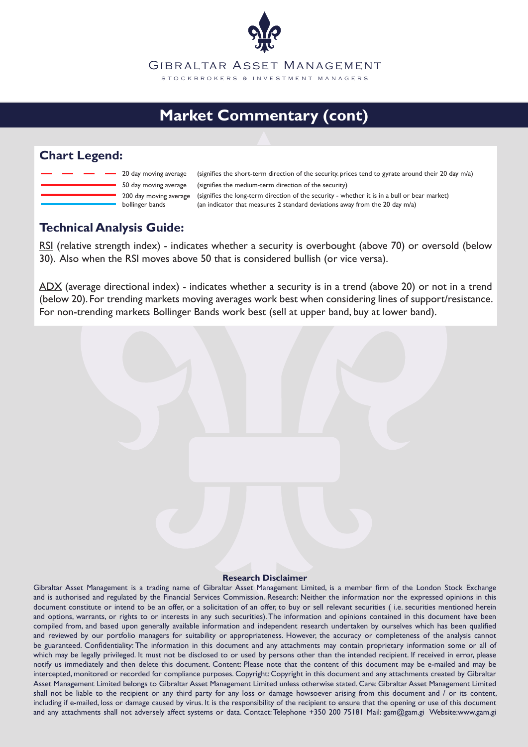# GIBRALTAR ASSET MANAGEMENT

STOCKBROKERS & INVESTMENT MANAGERS

## Market Commentary (cont)

### Chart Legend:

| Line | Indicator | Description |
|---|---|---|
| red dashed | 20 day moving average | (signifies the short-term direction of the security. prices tend to gyrate around their 20 day m/a) |
| red solid | 50 day moving average | (signifies the medium-term direction of the security) |
| red solid | 200 day moving average | (signifies the long-term direction of the security - whether it is in a bull or bear market) |
| blue solid | bollinger bands | (an indicator that measures 2 standard deviations away from the 20 day m/a) |

### Technical Analysis Guide:

RSI (relative strength index) - indicates whether a security is overbought (above 70) or oversold (below 30). Also when the RSI moves above 50 that is considered bullish (or vice versa).

ADX (average directional index) - indicates whether a security is in a trend (above 20) or not in a trend (below 20). For trending markets moving averages work best when considering lines of support/resistance. For non-trending markets Bollinger Bands work best (sell at upper band, buy at lower band).

**Research Disclaimer**

Gibraltar Asset Management is a trading name of Gibraltar Asset Management Limited, is a member firm of the London Stock Exchange and is authorised and regulated by the Financial Services Commission. Research: Neither the information nor the expressed opinions in this document constitute or intend to be an offer, or a solicitation of an offer, to buy or sell relevant securities ( i.e. securities mentioned herein and options, warrants, or rights to or interests in any such securities). The information and opinions contained in this document have been compiled from, and based upon generally available information and independent research undertaken by ourselves which has been qualified and reviewed by our portfolio managers for suitability or appropriateness. However, the accuracy or completeness of the analysis cannot be guaranteed. Confidentiality: The information in this document and any attachments may contain proprietary information some or all of which may be legally privileged. It must not be disclosed to or used by persons other than the intended recipient. If received in error, please notify us immediately and then delete this document. Content: Please note that the content of this document may be e-mailed and may be intercepted, monitored or recorded for compliance purposes. Copyright: Copyright in this document and any attachments created by Gibraltar Asset Management Limited belongs to Gibraltar Asset Management Limited unless otherwise stated. Care: Gibraltar Asset Management Limited shall not be liable to the recipient or any third party for any loss or damage howsoever arising from this document and / or its content, including if e-mailed, loss or damage caused by virus. It is the responsibility of the recipient to ensure that the opening or use of this document and any attachments shall not adversely affect systems or data. Contact: Telephone +350 200 75181 Mail: gam@gam.gi Website:www.gam.gi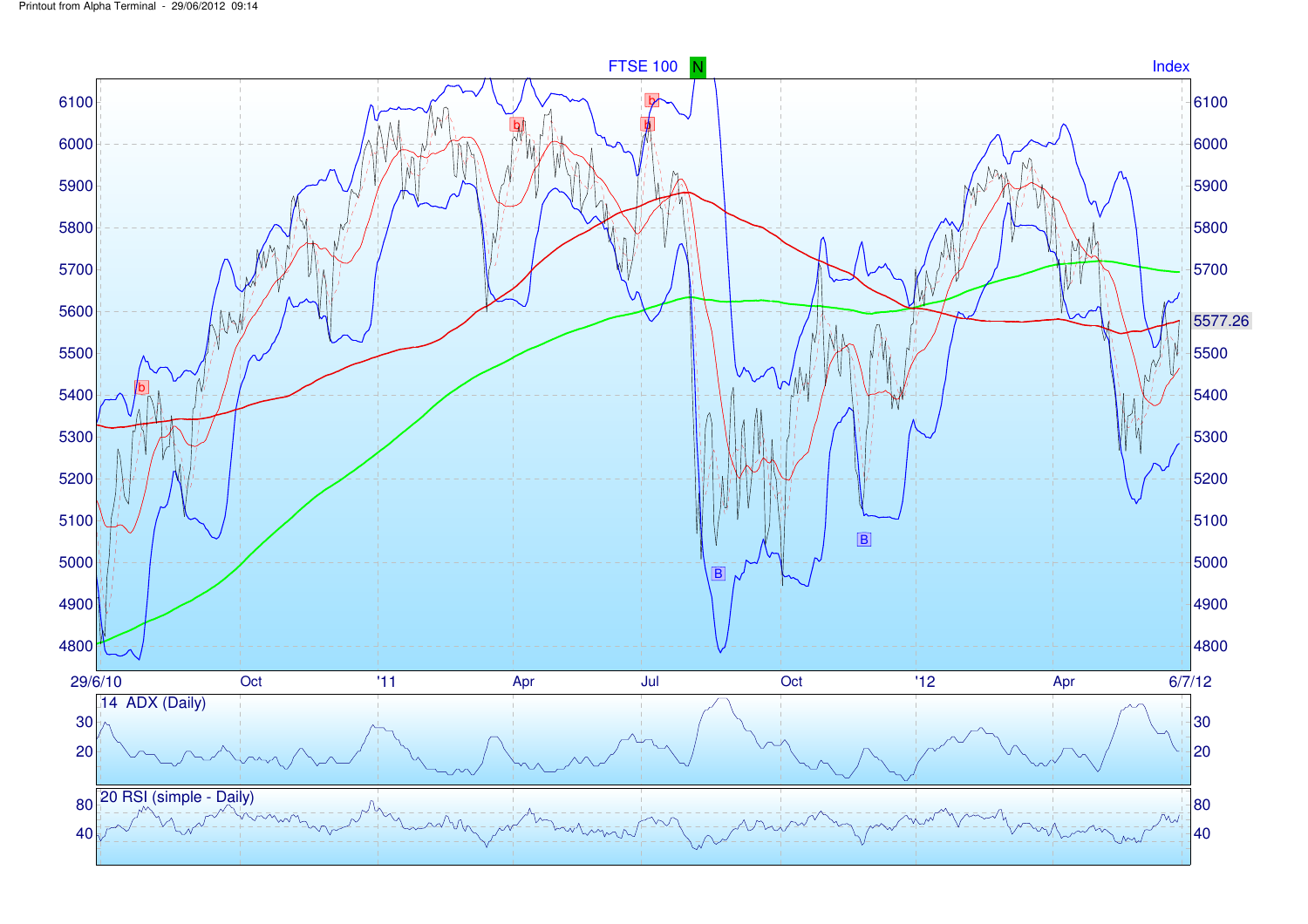Printout from Alpha Terminal - 29/06/2012 09:14

FTSE 100
N
Index

6100
6000
5900
5800
5700
5600
5577.26
5500
5400
5300
5200
5100
5000
4900
4800

b
b
b
b
b
B
B

29/6/10
Oct
'11
Apr
Jul
Oct
'12
Apr
6/7/12

14 ADX (Daily)
30
20

20 RSI (simple - Daily)
80
40